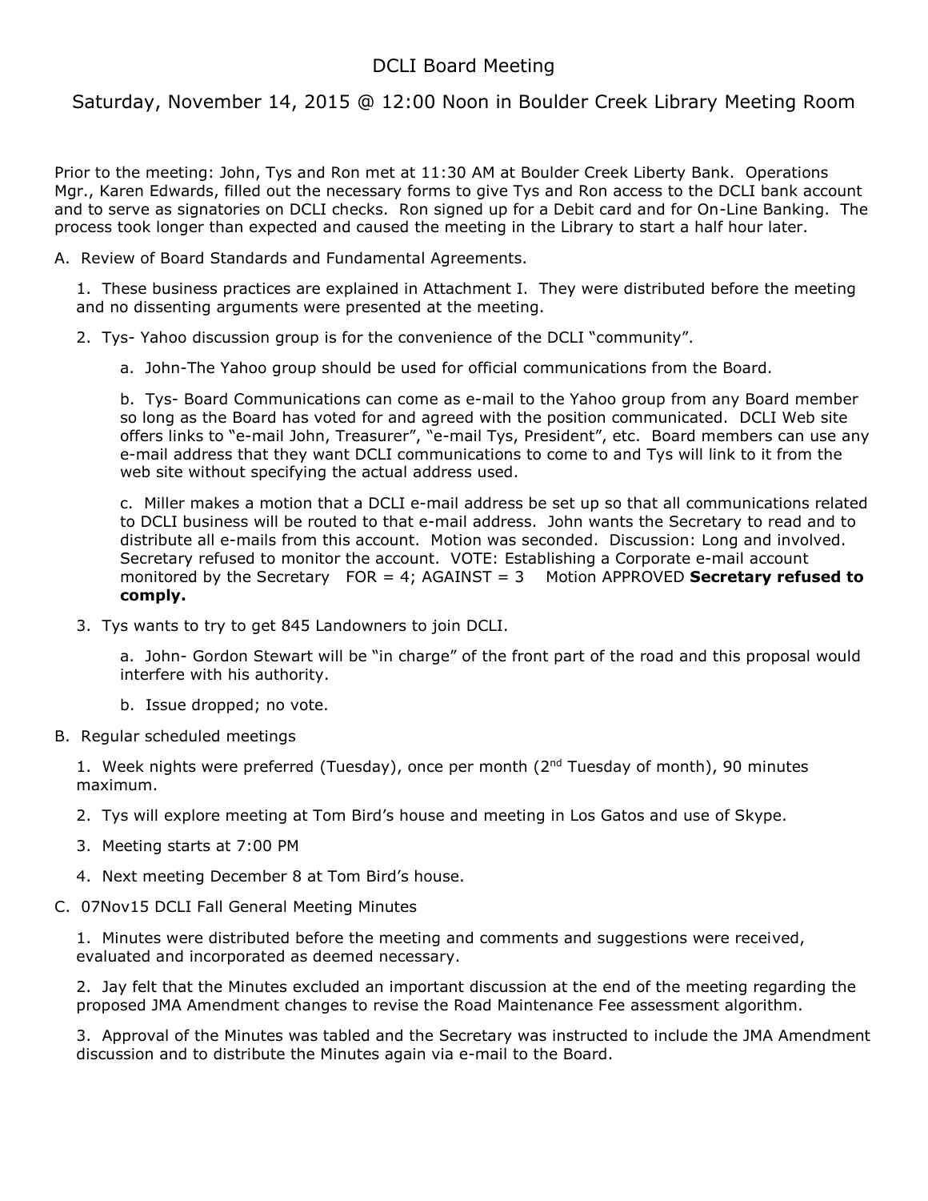# DCLI Board Meeting

## Saturday, November 14, 2015 @ 12:00 Noon in Boulder Creek Library Meeting Room

Prior to the meeting: John, Tys and Ron met at 11:30 AM at Boulder Creek Liberty Bank. Operations Mgr., Karen Edwards, filled out the necessary forms to give Tys and Ron access to the DCLI bank account and to serve as signatories on DCLI checks. Ron signed up for a Debit card and for On-Line Banking. The process took longer than expected and caused the meeting in the Library to start a half hour later.

A. Review of Board Standards and Fundamental Agreements.

1. These business practices are explained in Attachment I. They were distributed before the meeting and no dissenting arguments were presented at the meeting.

2. Tys- Yahoo discussion group is for the convenience of the DCLI "community".

   a. John-The Yahoo group should be used for official communications from the Board.

   b. Tys- Board Communications can come as e-mail to the Yahoo group from any Board member so long as the Board has voted for and agreed with the position communicated. DCLI Web site offers links to "e-mail John, Treasurer", "e-mail Tys, President", etc. Board members can use any e-mail address that they want DCLI communications to come to and Tys will link to it from the web site without specifying the actual address used.

   c. Miller makes a motion that a DCLI e-mail address be set up so that all communications related to DCLI business will be routed to that e-mail address. John wants the Secretary to read and to distribute all e-mails from this account. Motion was seconded. Discussion: Long and involved. Secretary refused to monitor the account. VOTE: Establishing a Corporate e-mail account monitored by the Secretary FOR = 4; AGAINST = 3 Motion APPROVED **Secretary refused to comply.**

3. Tys wants to try to get 845 Landowners to join DCLI.

   a. John- Gordon Stewart will be "in charge" of the front part of the road and this proposal would interfere with his authority.

   b. Issue dropped; no vote.

B. Regular scheduled meetings

1. Week nights were preferred (Tuesday), once per month (2nd Tuesday of month), 90 minutes maximum.

2. Tys will explore meeting at Tom Bird's house and meeting in Los Gatos and use of Skype.

3. Meeting starts at 7:00 PM

4. Next meeting December 8 at Tom Bird's house.

C. 07Nov15 DCLI Fall General Meeting Minutes

1. Minutes were distributed before the meeting and comments and suggestions were received, evaluated and incorporated as deemed necessary.

2. Jay felt that the Minutes excluded an important discussion at the end of the meeting regarding the proposed JMA Amendment changes to revise the Road Maintenance Fee assessment algorithm.

3. Approval of the Minutes was tabled and the Secretary was instructed to include the JMA Amendment discussion and to distribute the Minutes again via e-mail to the Board.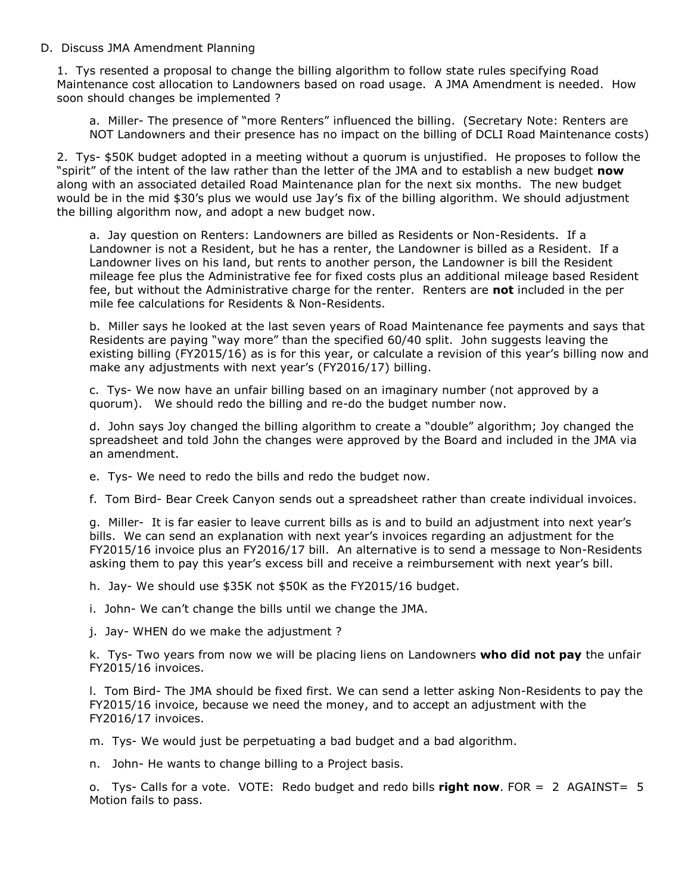D. Discuss JMA Amendment Planning

1. Tys resented a proposal to change the billing algorithm to follow state rules specifying Road Maintenance cost allocation to Landowners based on road usage. A JMA Amendment is needed. How soon should changes be implemented ?

   a. Miller- The presence of "more Renters" influenced the billing. (Secretary Note: Renters are NOT Landowners and their presence has no impact on the billing of DCLI Road Maintenance costs)

2. Tys- $50K budget adopted in a meeting without a quorum is unjustified. He proposes to follow the "spirit" of the intent of the law rather than the letter of the JMA and to establish a new budget **now** along with an associated detailed Road Maintenance plan for the next six months. The new budget would be in the mid $30's plus we would use Jay's fix of the billing algorithm. We should adjustment the billing algorithm now, and adopt a new budget now.

   a. Jay question on Renters: Landowners are billed as Residents or Non-Residents. If a Landowner is not a Resident, but he has a renter, the Landowner is billed as a Resident. If a Landowner lives on his land, but rents to another person, the Landowner is bill the Resident mileage fee plus the Administrative fee for fixed costs plus an additional mileage based Resident fee, but without the Administrative charge for the renter. Renters are **not** included in the per mile fee calculations for Residents & Non-Residents.

   b. Miller says he looked at the last seven years of Road Maintenance fee payments and says that Residents are paying "way more" than the specified 60/40 split. John suggests leaving the existing billing (FY2015/16) as is for this year, or calculate a revision of this year's billing now and make any adjustments with next year's (FY2016/17) billing.

   c. Tys- We now have an unfair billing based on an imaginary number (not approved by a quorum). We should redo the billing and re-do the budget number now.

   d. John says Joy changed the billing algorithm to create a "double" algorithm; Joy changed the spreadsheet and told John the changes were approved by the Board and included in the JMA via an amendment.

   e. Tys- We need to redo the bills and redo the budget now.

   f. Tom Bird- Bear Creek Canyon sends out a spreadsheet rather than create individual invoices.

   g. Miller- It is far easier to leave current bills as is and to build an adjustment into next year's bills. We can send an explanation with next year's invoices regarding an adjustment for the FY2015/16 invoice plus an FY2016/17 bill. An alternative is to send a message to Non-Residents asking them to pay this year's excess bill and receive a reimbursement with next year's bill.

   h. Jay- We should use $35K not $50K as the FY2015/16 budget.

   i. John- We can't change the bills until we change the JMA.

   j. Jay- WHEN do we make the adjustment ?

   k. Tys- Two years from now we will be placing liens on Landowners **who did not pay** the unfair FY2015/16 invoices.

   l. Tom Bird- The JMA should be fixed first. We can send a letter asking Non-Residents to pay the FY2015/16 invoice, because we need the money, and to accept an adjustment with the FY2016/17 invoices.

   m. Tys- We would just be perpetuating a bad budget and a bad algorithm.

   n. John- He wants to change billing to a Project basis.

   o. Tys- Calls for a vote. VOTE: Redo budget and redo bills **right now**. FOR = 2 AGAINST= 5 Motion fails to pass.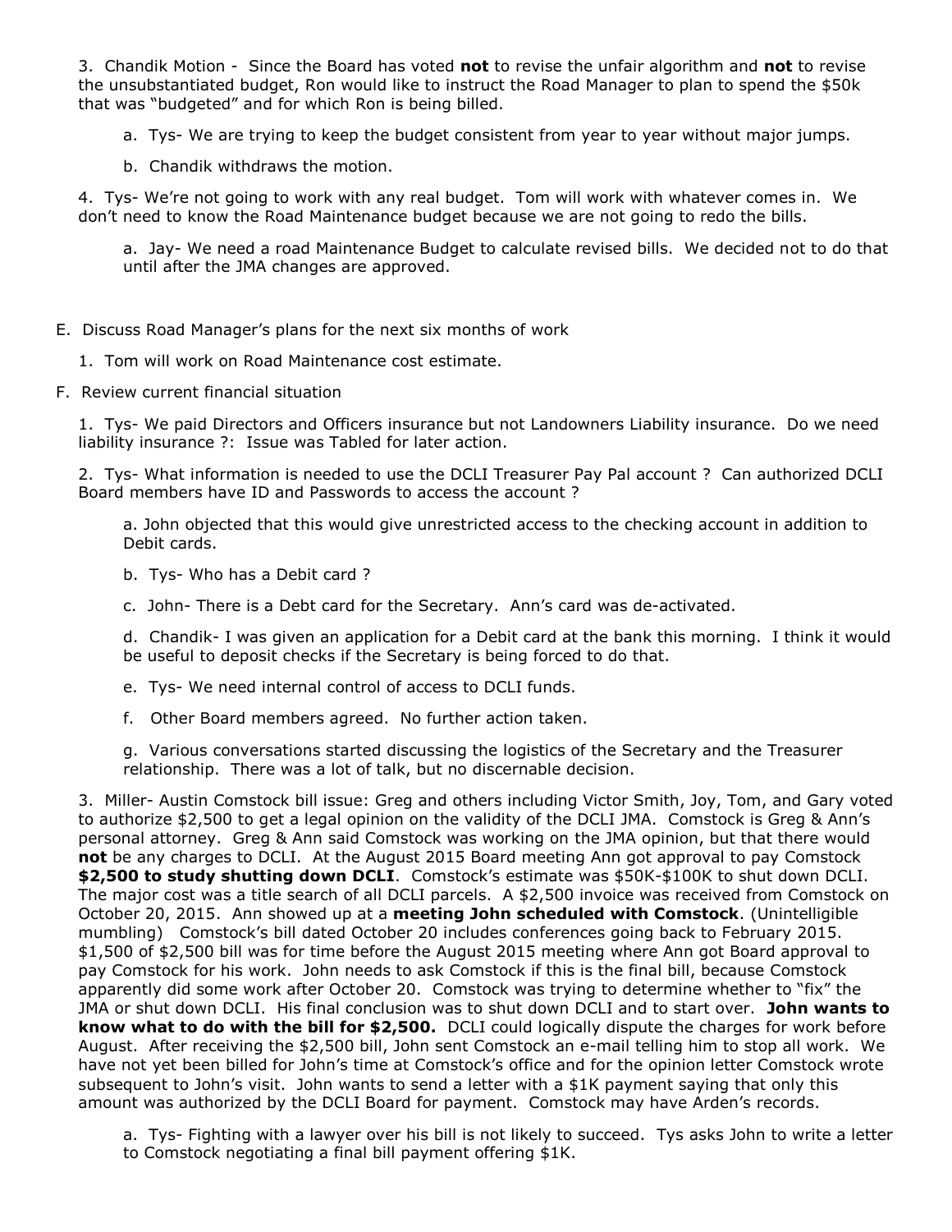3. Chandik Motion - Since the Board has voted **not** to revise the unfair algorithm and **not** to revise the unsubstantiated budget, Ron would like to instruct the Road Manager to plan to spend the $50k that was "budgeted" and for which Ron is being billed.

    a. Tys- We are trying to keep the budget consistent from year to year without major jumps.

    b. Chandik withdraws the motion.

4. Tys- We're not going to work with any real budget. Tom will work with whatever comes in. We don't need to know the Road Maintenance budget because we are not going to redo the bills.

    a. Jay- We need a road Maintenance Budget to calculate revised bills. We decided not to do that until after the JMA changes are approved.

E. Discuss Road Manager's plans for the next six months of work

    1. Tom will work on Road Maintenance cost estimate.

F. Review current financial situation

    1. Tys- We paid Directors and Officers insurance but not Landowners Liability insurance. Do we need liability insurance ?: Issue was Tabled for later action.

    2. Tys- What information is needed to use the DCLI Treasurer Pay Pal account ? Can authorized DCLI Board members have ID and Passwords to access the account ?

        a. John objected that this would give unrestricted access to the checking account in addition to Debit cards.

        b. Tys- Who has a Debit card ?

        c. John- There is a Debt card for the Secretary. Ann's card was de-activated.

        d. Chandik- I was given an application for a Debit card at the bank this morning. I think it would be useful to deposit checks if the Secretary is being forced to do that.

        e. Tys- We need internal control of access to DCLI funds.

        f. Other Board members agreed. No further action taken.

        g. Various conversations started discussing the logistics of the Secretary and the Treasurer relationship. There was a lot of talk, but no discernable decision.

    3. Miller- Austin Comstock bill issue: Greg and others including Victor Smith, Joy, Tom, and Gary voted to authorize $2,500 to get a legal opinion on the validity of the DCLI JMA. Comstock is Greg & Ann's personal attorney. Greg & Ann said Comstock was working on the JMA opinion, but that there would **not** be any charges to DCLI. At the August 2015 Board meeting Ann got approval to pay Comstock **$2,500 to study shutting down DCLI**. Comstock's estimate was $50K-$100K to shut down DCLI. The major cost was a title search of all DCLI parcels. A $2,500 invoice was received from Comstock on October 20, 2015. Ann showed up at a **meeting John scheduled with Comstock**. (Unintelligible mumbling) Comstock's bill dated October 20 includes conferences going back to February 2015. $1,500 of $2,500 bill was for time before the August 2015 meeting where Ann got Board approval to pay Comstock for his work. John needs to ask Comstock if this is the final bill, because Comstock apparently did some work after October 20. Comstock was trying to determine whether to "fix" the JMA or shut down DCLI. His final conclusion was to shut down DCLI and to start over. **John wants to know what to do with the bill for $2,500.** DCLI could logically dispute the charges for work before August. After receiving the $2,500 bill, John sent Comstock an e-mail telling him to stop all work. We have not yet been billed for John's time at Comstock's office and for the opinion letter Comstock wrote subsequent to John's visit. John wants to send a letter with a $1K payment saying that only this amount was authorized by the DCLI Board for payment. Comstock may have Arden's records.

        a. Tys- Fighting with a lawyer over his bill is not likely to succeed. Tys asks John to write a letter to Comstock negotiating a final bill payment offering $1K.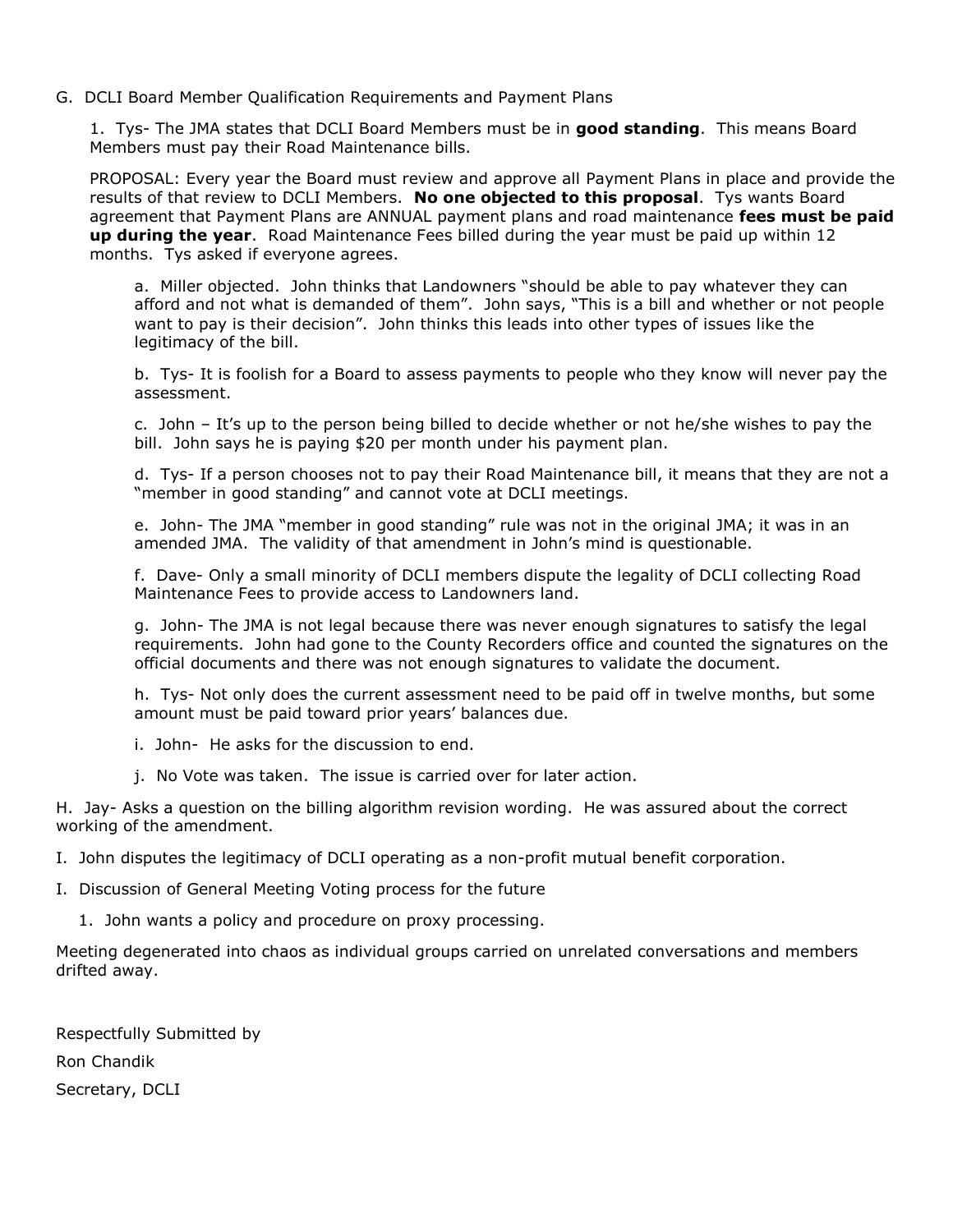G. DCLI Board Member Qualification Requirements and Payment Plans

1. Tys- The JMA states that DCLI Board Members must be in **good standing**. This means Board Members must pay their Road Maintenance bills.

PROPOSAL: Every year the Board must review and approve all Payment Plans in place and provide the results of that review to DCLI Members. **No one objected to this proposal**. Tys wants Board agreement that Payment Plans are ANNUAL payment plans and road maintenance **fees must be paid up during the year**. Road Maintenance Fees billed during the year must be paid up within 12 months. Tys asked if everyone agrees.

a. Miller objected. John thinks that Landowners "should be able to pay whatever they can afford and not what is demanded of them". John says, "This is a bill and whether or not people want to pay is their decision". John thinks this leads into other types of issues like the legitimacy of the bill.

b. Tys- It is foolish for a Board to assess payments to people who they know will never pay the assessment.

c. John – It's up to the person being billed to decide whether or not he/she wishes to pay the bill. John says he is paying $20 per month under his payment plan.

d. Tys- If a person chooses not to pay their Road Maintenance bill, it means that they are not a "member in good standing" and cannot vote at DCLI meetings.

e. John- The JMA "member in good standing" rule was not in the original JMA; it was in an amended JMA. The validity of that amendment in John's mind is questionable.

f. Dave- Only a small minority of DCLI members dispute the legality of DCLI collecting Road Maintenance Fees to provide access to Landowners land.

g. John- The JMA is not legal because there was never enough signatures to satisfy the legal requirements. John had gone to the County Recorders office and counted the signatures on the official documents and there was not enough signatures to validate the document.

h. Tys- Not only does the current assessment need to be paid off in twelve months, but some amount must be paid toward prior years' balances due.

i. John- He asks for the discussion to end.

j. No Vote was taken. The issue is carried over for later action.

H. Jay- Asks a question on the billing algorithm revision wording. He was assured about the correct working of the amendment.

I. John disputes the legitimacy of DCLI operating as a non-profit mutual benefit corporation.

I. Discussion of General Meeting Voting process for the future

1. John wants a policy and procedure on proxy processing.

Meeting degenerated into chaos as individual groups carried on unrelated conversations and members drifted away.

Respectfully Submitted by

Ron Chandik

Secretary, DCLI